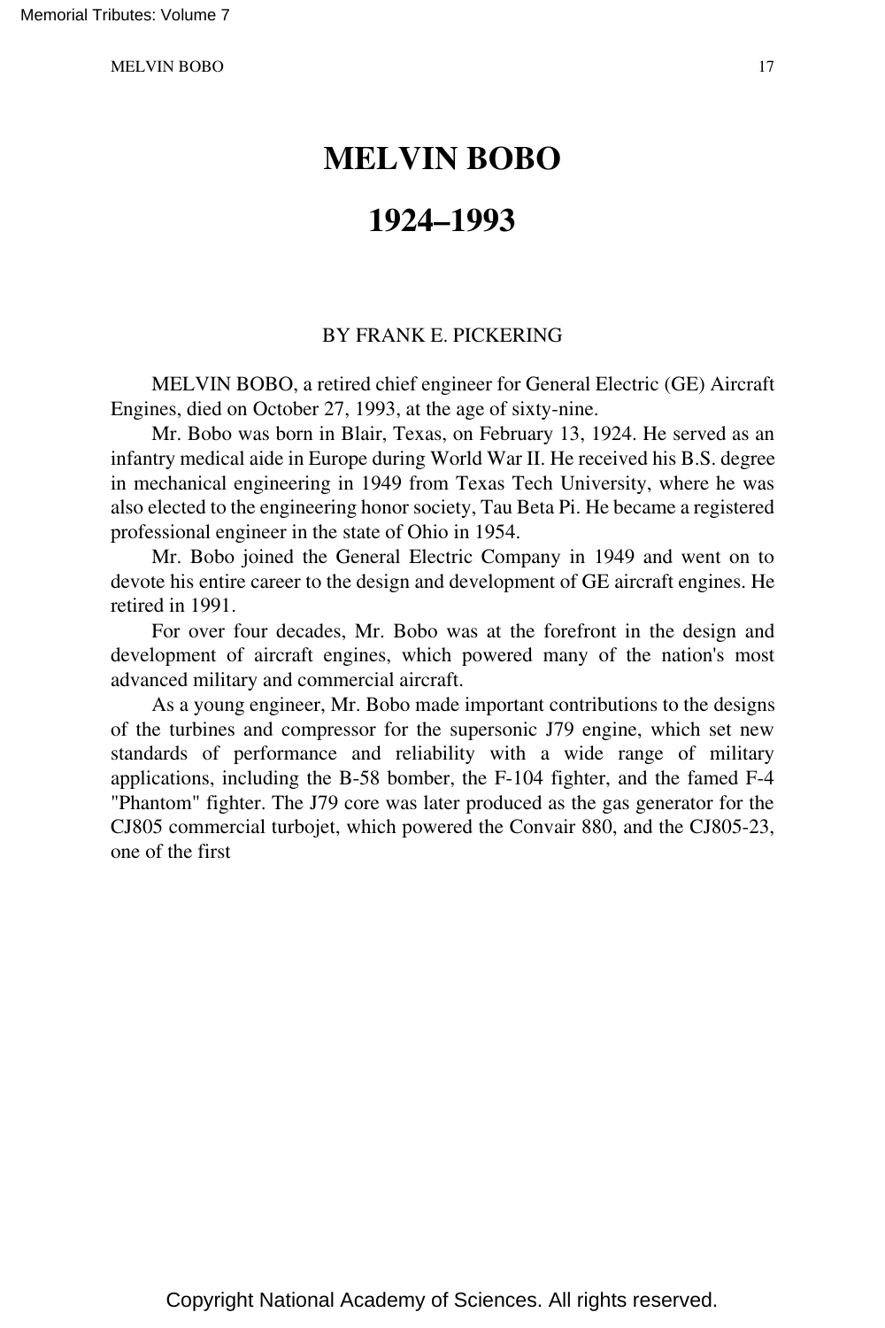# MELVIN BOBO

# 1924–1993

BY FRANK E. PICKERING

MELVIN BOBO, a retired chief engineer for General Electric (GE) Aircraft Engines, died on October 27, 1993, at the age of sixty-nine.

Mr. Bobo was born in Blair, Texas, on February 13, 1924. He served as an infantry medical aide in Europe during World War II. He received his B.S. degree in mechanical engineering in 1949 from Texas Tech University, where he was also elected to the engineering honor society, Tau Beta Pi. He became a registered professional engineer in the state of Ohio in 1954.

Mr. Bobo joined the General Electric Company in 1949 and went on to devote his entire career to the design and development of GE aircraft engines. He retired in 1991.

For over four decades, Mr. Bobo was at the forefront in the design and development of aircraft engines, which powered many of the nation's most advanced military and commercial aircraft.

As a young engineer, Mr. Bobo made important contributions to the designs of the turbines and compressor for the supersonic J79 engine, which set new standards of performance and reliability with a wide range of military applications, including the B-58 bomber, the F-104 fighter, and the famed F-4 "Phantom" fighter. The J79 core was later produced as the gas generator for the CJ805 commercial turbojet, which powered the Convair 880, and the CJ805-23, one of the first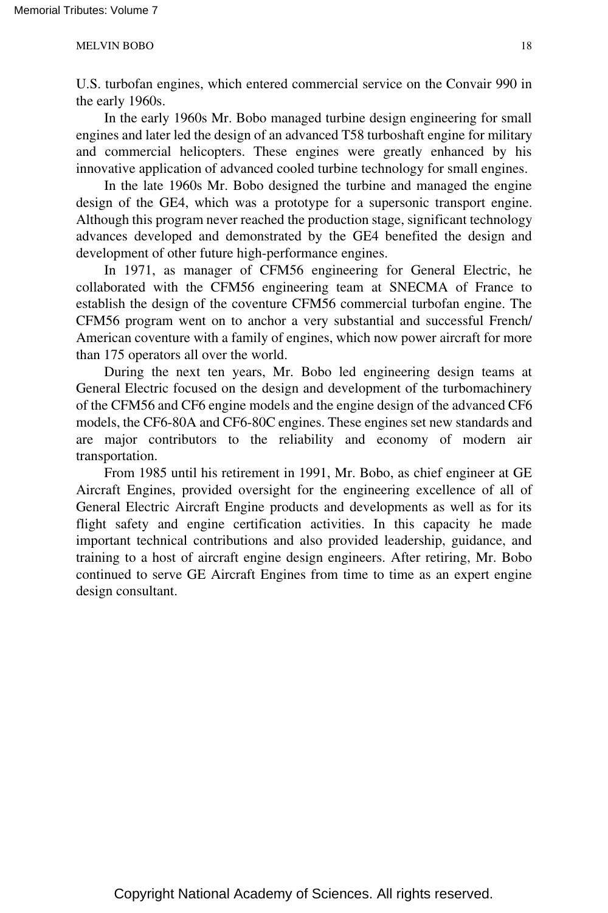U.S. turbofan engines, which entered commercial service on the Convair 990 in the early 1960s.

In the early 1960s Mr. Bobo managed turbine design engineering for small engines and later led the design of an advanced T58 turboshaft engine for military and commercial helicopters. These engines were greatly enhanced by his innovative application of advanced cooled turbine technology for small engines.

In the late 1960s Mr. Bobo designed the turbine and managed the engine design of the GE4, which was a prototype for a supersonic transport engine. Although this program never reached the production stage, significant technology advances developed and demonstrated by the GE4 benefited the design and development of other future high-performance engines.

In 1971, as manager of CFM56 engineering for General Electric, he collaborated with the CFM56 engineering team at SNECMA of France to establish the design of the coventure CFM56 commercial turbofan engine. The CFM56 program went on to anchor a very substantial and successful French/American coventure with a family of engines, which now power aircraft for more than 175 operators all over the world.

During the next ten years, Mr. Bobo led engineering design teams at General Electric focused on the design and development of the turbomachinery of the CFM56 and CF6 engine models and the engine design of the advanced CF6 models, the CF6-80A and CF6-80C engines. These engines set new standards and are major contributors to the reliability and economy of modern air transportation.

From 1985 until his retirement in 1991, Mr. Bobo, as chief engineer at GE Aircraft Engines, provided oversight for the engineering excellence of all of General Electric Aircraft Engine products and developments as well as for its flight safety and engine certification activities. In this capacity he made important technical contributions and also provided leadership, guidance, and training to a host of aircraft engine design engineers. After retiring, Mr. Bobo continued to serve GE Aircraft Engines from time to time as an expert engine design consultant.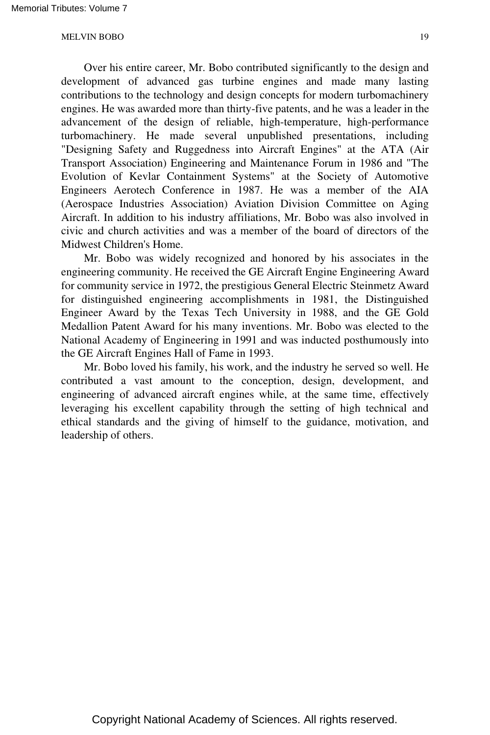Over his entire career, Mr. Bobo contributed significantly to the design and development of advanced gas turbine engines and made many lasting contributions to the technology and design concepts for modern turbomachinery engines. He was awarded more than thirty-five patents, and he was a leader in the advancement of the design of reliable, high-temperature, high-performance turbomachinery. He made several unpublished presentations, including "Designing Safety and Ruggedness into Aircraft Engines" at the ATA (Air Transport Association) Engineering and Maintenance Forum in 1986 and "The Evolution of Kevlar Containment Systems" at the Society of Automotive Engineers Aerotech Conference in 1987. He was a member of the AIA (Aerospace Industries Association) Aviation Division Committee on Aging Aircraft. In addition to his industry affiliations, Mr. Bobo was also involved in civic and church activities and was a member of the board of directors of the Midwest Children's Home.

Mr. Bobo was widely recognized and honored by his associates in the engineering community. He received the GE Aircraft Engine Engineering Award for community service in 1972, the prestigious General Electric Steinmetz Award for distinguished engineering accomplishments in 1981, the Distinguished Engineer Award by the Texas Tech University in 1988, and the GE Gold Medallion Patent Award for his many inventions. Mr. Bobo was elected to the National Academy of Engineering in 1991 and was inducted posthumously into the GE Aircraft Engines Hall of Fame in 1993.

Mr. Bobo loved his family, his work, and the industry he served so well. He contributed a vast amount to the conception, design, development, and engineering of advanced aircraft engines while, at the same time, effectively leveraging his excellent capability through the setting of high technical and ethical standards and the giving of himself to the guidance, motivation, and leadership of others.